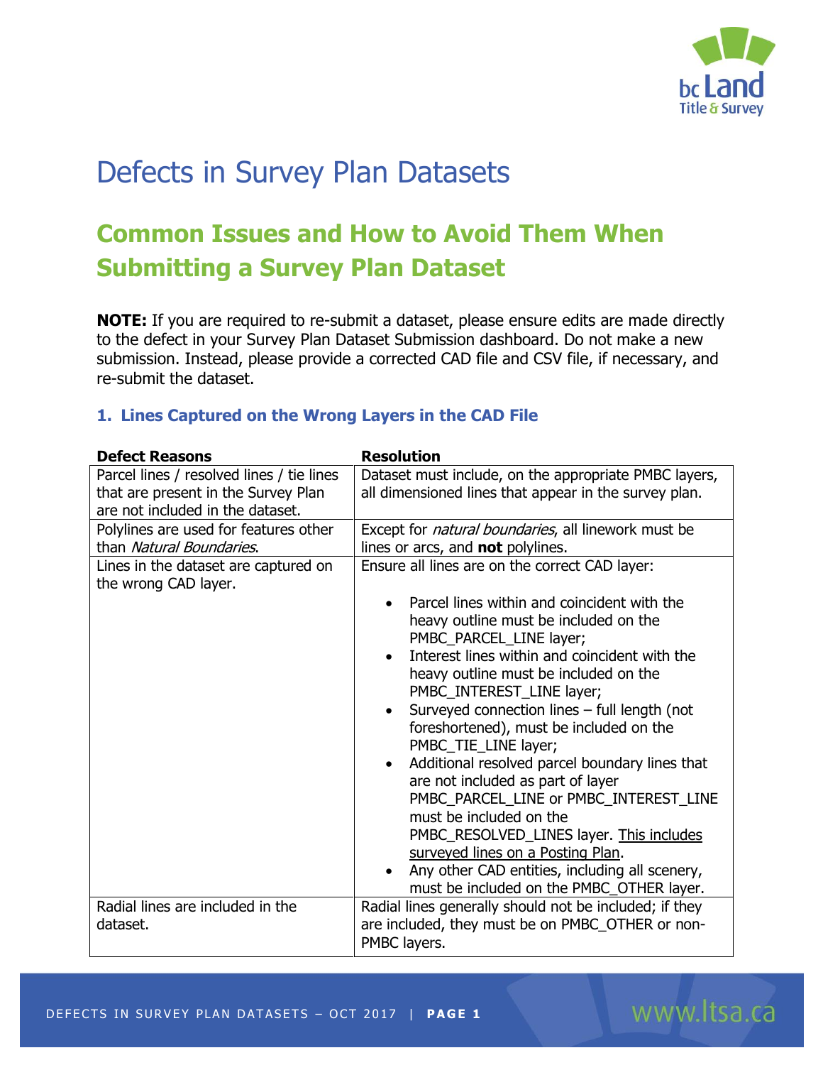# Defects in Survey Plan Datasets

## Common Issues and How to Avoid Them When Submitting a Survey Plan Dataset

**NOTE:** If you are required to re-submit a dataset, please ensure edits are made directly to the defect in your Survey Plan Dataset Submission dashboard. Do not make a new submission. Instead, please provide a corrected CAD file and CSV file, if necessary, and re-submit the dataset.

### 1. Lines Captured on the Wrong Layers in the CAD File

| Defect Reasons | Resolution |
|---|---|
| Parcel lines / resolved lines / tie lines that are present in the Survey Plan are not included in the dataset. | Dataset must include, on the appropriate PMBC layers, all dimensioned lines that appear in the survey plan. |
| Polylines are used for features other than *Natural Boundaries*. | Except for *natural boundaries*, all linework must be lines or arcs, and **not** polylines. |
| Lines in the dataset are captured on the wrong CAD layer. | Ensure all lines are on the correct CAD layer:<br>• Parcel lines within and coincident with the heavy outline must be included on the PMBC_PARCEL_LINE layer;<br>• Interest lines within and coincident with the heavy outline must be included on the PMBC_INTEREST_LINE layer;<br>• Surveyed connection lines – full length (not foreshortened), must be included on the PMBC_TIE_LINE layer;<br>• Additional resolved parcel boundary lines that are not included as part of layer PMBC_PARCEL_LINE or PMBC_INTEREST_LINE must be included on the PMBC_RESOLVED_LINES layer. <u>This includes surveyed lines on a Posting Plan</u>.<br>• Any other CAD entities, including all scenery, must be included on the PMBC_OTHER layer. |
| Radial lines are included in the dataset. | Radial lines generally should not be included; if they are included, they must be on PMBC_OTHER or non-PMBC layers. |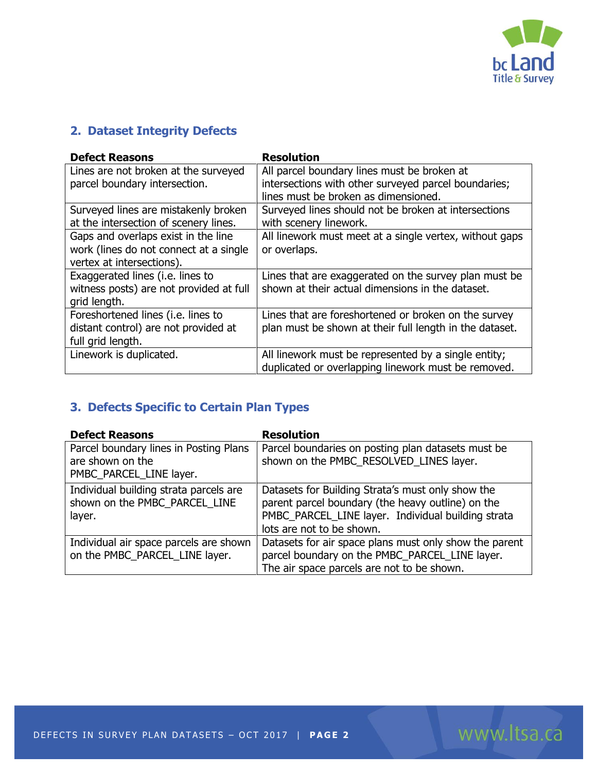## 2. Dataset Integrity Defects

| Defect Reasons | Resolution |
|---|---|
| Lines are not broken at the surveyed parcel boundary intersection. | All parcel boundary lines must be broken at intersections with other surveyed parcel boundaries; lines must be broken as dimensioned. |
| Surveyed lines are mistakenly broken at the intersection of scenery lines. | Surveyed lines should not be broken at intersections with scenery linework. |
| Gaps and overlaps exist in the line work (lines do not connect at a single vertex at intersections). | All linework must meet at a single vertex, without gaps or overlaps. |
| Exaggerated lines (i.e. lines to witness posts) are not provided at full grid length. | Lines that are exaggerated on the survey plan must be shown at their actual dimensions in the dataset. |
| Foreshortened lines (i.e. lines to distant control) are not provided at full grid length. | Lines that are foreshortened or broken on the survey plan must be shown at their full length in the dataset. |
| Linework is duplicated. | All linework must be represented by a single entity; duplicated or overlapping linework must be removed. |

## 3. Defects Specific to Certain Plan Types

| Defect Reasons | Resolution |
|---|---|
| Parcel boundary lines in Posting Plans are shown on the PMBC_PARCEL_LINE layer. | Parcel boundaries on posting plan datasets must be shown on the PMBC_RESOLVED_LINES layer. |
| Individual building strata parcels are shown on the PMBC_PARCEL_LINE layer. | Datasets for Building Strata's must only show the parent parcel boundary (the heavy outline) on the PMBC_PARCEL_LINE layer. Individual building strata lots are not to be shown. |
| Individual air space parcels are shown on the PMBC_PARCEL_LINE layer. | Datasets for air space plans must only show the parent parcel boundary on the PMBC_PARCEL_LINE layer. The air space parcels are not to be shown. |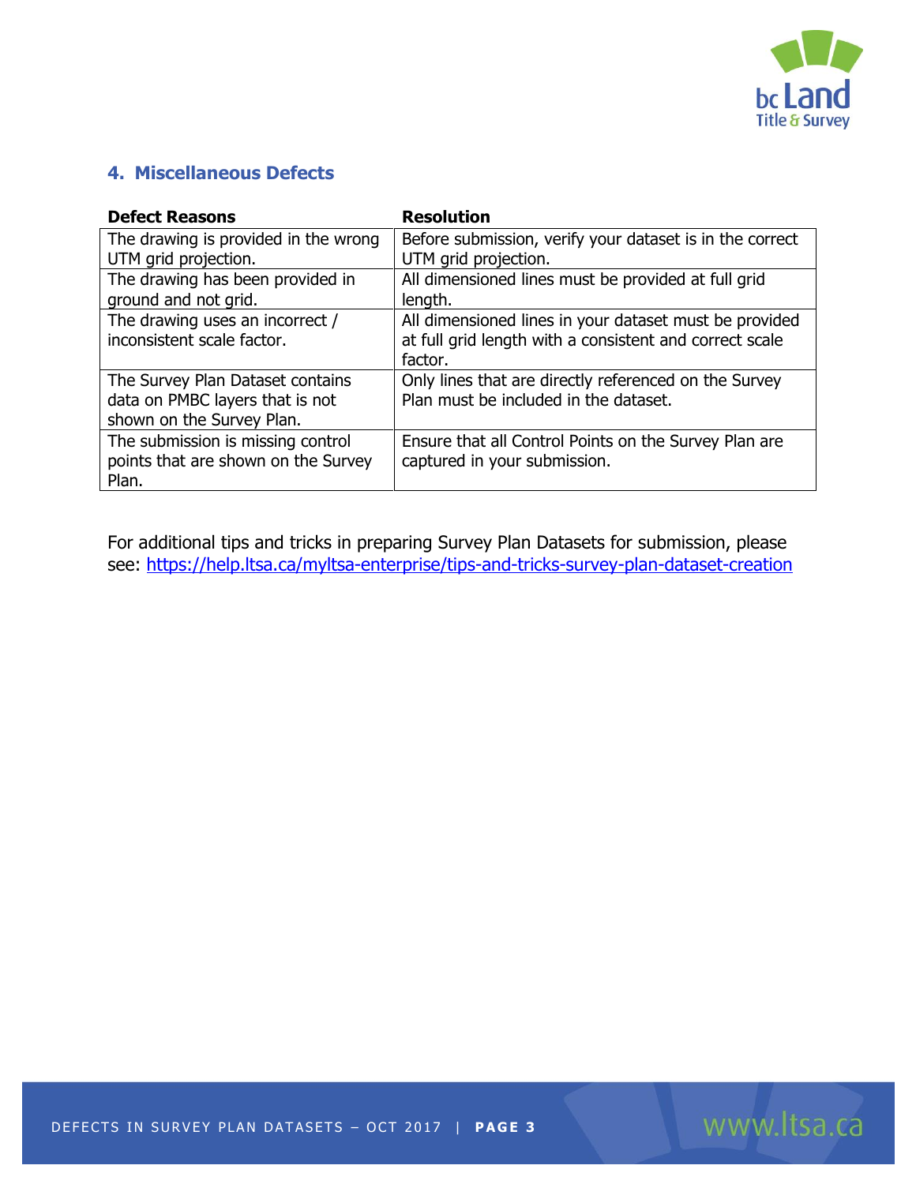## 4. Miscellaneous Defects

| Defect Reasons | Resolution |
|---|---|
| The drawing is provided in the wrong UTM grid projection. | Before submission, verify your dataset is in the correct UTM grid projection. |
| The drawing has been provided in ground and not grid. | All dimensioned lines must be provided at full grid length. |
| The drawing uses an incorrect / inconsistent scale factor. | All dimensioned lines in your dataset must be provided at full grid length with a consistent and correct scale factor. |
| The Survey Plan Dataset contains data on PMBC layers that is not shown on the Survey Plan. | Only lines that are directly referenced on the Survey Plan must be included in the dataset. |
| The submission is missing control points that are shown on the Survey Plan. | Ensure that all Control Points on the Survey Plan are captured in your submission. |

For additional tips and tricks in preparing Survey Plan Datasets for submission, please see: https://help.ltsa.ca/myltsa-enterprise/tips-and-tricks-survey-plan-dataset-creation